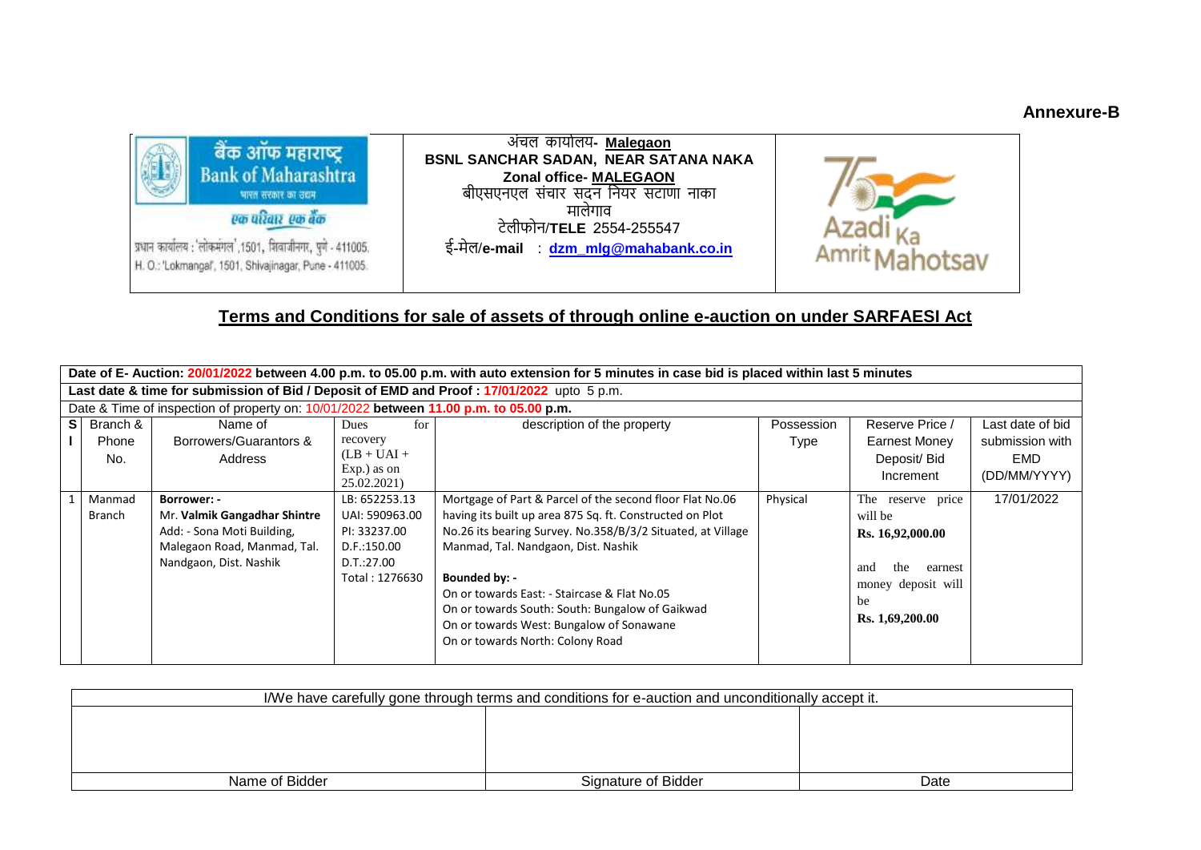**Annexure-B**

| बैंक ऑफ महाराष्ट्र Bank of Maharashtra भारत सरकार का उद्यम एक परिवार एक बैंक प्रधान कार्यालय : 'लोकमंगल',1501, शिवाजीनगर, पुणे - 411005. H. O.: 'Lokmangal', 1501, Shivajinagar, Pune - 411005. | अंचल कार्यालय- **Malegaon** **BSNL SANCHAR SADAN, NEAR SATANA NAKA** **Zonal office- MALEGAON** बीएसएनएल संचार सदन नियर सटाणा नाका मालेगाव टेलीफोन/**TELE** 2554-255547 ई-मेल/**e-mail** : **dzm_mlg@mahabank.co.in** | Azadi Ka Amrit Mahotsav |
|---|---|---|

## Terms and Conditions for sale of assets of through online e-auction on under SARFAESI Act

| **Date of E- Auction: 20/01/2022 between 4.00 p.m. to 05.00 p.m. with auto extension for 5 minutes in case bid is placed within last 5 minutes** | | | | | | | |
|---|---|---|---|---|---|---|---|
| **Last date & time for submission of Bid / Deposit of EMD and Proof : 17/01/2022** upto 5 p.m. | | | | | | | |
| Date & Time of inspection of property on: 10/01/2022 **between 11.00 p.m. to 05.00 p.m.** | | | | | | | |
| **Sl** | Branch & Phone No. | Name of Borrowers/Guarantors & Address | Dues for recovery (LB + UAI + Exp.) as on 25.02.2021) | description of the property | Possession Type | Reserve Price / Earnest Money Deposit/ Bid Increment | Last date of bid submission with EMD (DD/MM/YYYY) |
| 1 | Manmad Branch | **Borrower: -** Mr. **Valmik Gangadhar Shintre** Add: - Sona Moti Building, Malegaon Road, Manmad, Tal. Nandgaon, Dist. Nashik | LB: 652253.13 UAI: 590963.00 PI: 33237.00 D.F.:150.00 D.T.:27.00 Total : 1276630 | Mortgage of Part & Parcel of the second floor Flat No.06 having its built up area 875 Sq. ft. Constructed on Plot No.26 its bearing Survey. No.358/B/3/2 Situated, at Village Manmad, Tal. Nandgaon, Dist. Nashik<br><br>**Bounded by: -**<br>On or towards East: - Staircase & Flat No.05<br>On or towards South: South: Bungalow of Gaikwad<br>On or towards West: Bungalow of Sonawane<br>On or towards North: Colony Road | Physical | The reserve price will be **Rs. 16,92,000.00** and the earnest money deposit will be **Rs. 1,69,200.00** | 17/01/2022 |

| I/We have carefully gone through terms and conditions for e-auction and unconditionally accept it. | | |
|---|---|---|
| | | |
| Name of Bidder | Signature of Bidder | Date |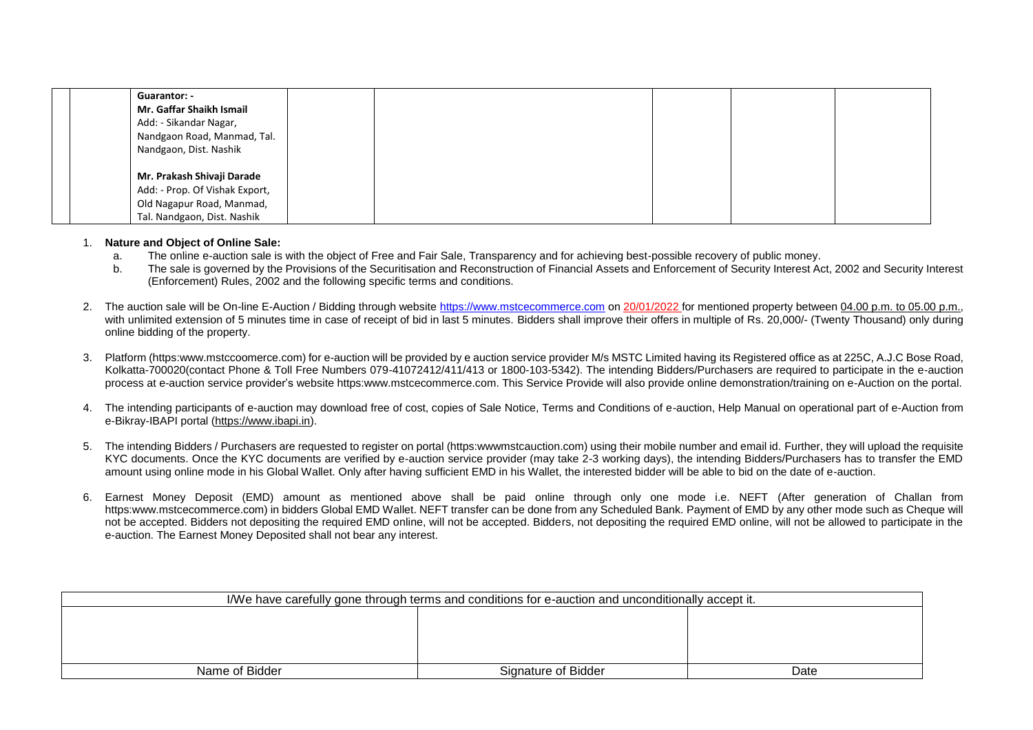| | | | | | | |
|---|---|---|---|---|---|---|
| | | **Guarantor: -**<br>**Mr. Gaffar Shaikh Ismail**<br>Add: - Sikandar Nagar, Nandgaon Road, Manmad, Tal. Nandgaon, Dist. Nashik<br><br>**Mr. Prakash Shivaji Darade**<br>Add: - Prop. Of Vishak Export, Old Nagapur Road, Manmad, Tal. Nandgaon, Dist. Nashik | | | | | |

1. **Nature and Object of Online Sale:**
   a. The online e-auction sale is with the object of Free and Fair Sale, Transparency and for achieving best-possible recovery of public money.
   b. The sale is governed by the Provisions of the Securitisation and Reconstruction of Financial Assets and Enforcement of Security Interest Act, 2002 and Security Interest (Enforcement) Rules, 2002 and the following specific terms and conditions.

2. The auction sale will be On-line E-Auction / Bidding through website https://www.mstcecommerce.com on 20/01/2022 for mentioned property between 04.00 p.m. to 05.00 p.m., with unlimited extension of 5 minutes time in case of receipt of bid in last 5 minutes. Bidders shall improve their offers in multiple of Rs. 20,000/- (Twenty Thousand) only during online bidding of the property.

3. Platform (https:www.mstccoomerce.com) for e-auction will be provided by e auction service provider M/s MSTC Limited having its Registered office as at 225C, A.J.C Bose Road, Kolkatta-700020(contact Phone & Toll Free Numbers 079-41072412/411/413 or 1800-103-5342). The intending Bidders/Purchasers are required to participate in the e-auction process at e-auction service provider's website https:www.mstcecommerce.com. This Service Provide will also provide online demonstration/training on e-Auction on the portal.

4. The intending participants of e-auction may download free of cost, copies of Sale Notice, Terms and Conditions of e-auction, Help Manual on operational part of e-Auction from e-Bikray-IBAPI portal (https://www.ibapi.in).

5. The intending Bidders / Purchasers are requested to register on portal (https:wwwmstcauction.com) using their mobile number and email id. Further, they will upload the requisite KYC documents. Once the KYC documents are verified by e-auction service provider (may take 2-3 working days), the intending Bidders/Purchasers has to transfer the EMD amount using online mode in his Global Wallet. Only after having sufficient EMD in his Wallet, the interested bidder will be able to bid on the date of e-auction.

6. Earnest Money Deposit (EMD) amount as mentioned above shall be paid online through only one mode i.e. NEFT (After generation of Challan from https:www.mstcecommerce.com) in bidders Global EMD Wallet. NEFT transfer can be done from any Scheduled Bank. Payment of EMD by any other mode such as Cheque will not be accepted. Bidders not depositing the required EMD online, will not be accepted. Bidders, not depositing the required EMD online, will not be allowed to participate in the e-auction. The Earnest Money Deposited shall not bear any interest.

| I/We have carefully gone through terms and conditions for e-auction and unconditionally accept it. | | |
|---|---|---|
| | | |
| Name of Bidder | Signature of Bidder | Date |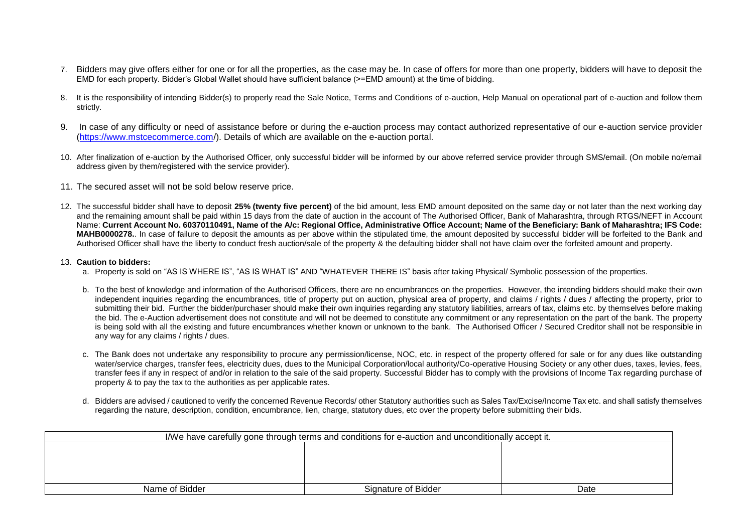7. Bidders may give offers either for one or for all the properties, as the case may be. In case of offers for more than one property, bidders will have to deposit the EMD for each property. Bidder's Global Wallet should have sufficient balance (>=EMD amount) at the time of bidding.

8. It is the responsibility of intending Bidder(s) to properly read the Sale Notice, Terms and Conditions of e-auction, Help Manual on operational part of e-auction and follow them strictly.

9. In case of any difficulty or need of assistance before or during the e-auction process may contact authorized representative of our e-auction service provider (https://www.mstcecommerce.com/). Details of which are available on the e-auction portal.

10. After finalization of e-auction by the Authorised Officer, only successful bidder will be informed by our above referred service provider through SMS/email. (On mobile no/email address given by them/registered with the service provider).

11. The secured asset will not be sold below reserve price.

12. The successful bidder shall have to deposit **25% (twenty five percent)** of the bid amount, less EMD amount deposited on the same day or not later than the next working day and the remaining amount shall be paid within 15 days from the date of auction in the account of The Authorised Officer, Bank of Maharashtra, through RTGS/NEFT in Account Name: **Current Account No. 60370110491, Name of the A/c: Regional Office, Administrative Office Account; Name of the Beneficiary: Bank of Maharashtra; IFS Code: MAHB0000278.**. In case of failure to deposit the amounts as per above within the stipulated time, the amount deposited by successful bidder will be forfeited to the Bank and Authorised Officer shall have the liberty to conduct fresh auction/sale of the property & the defaulting bidder shall not have claim over the forfeited amount and property.

13. **Caution to bidders:**
    a. Property is sold on "AS IS WHERE IS", "AS IS WHAT IS" AND "WHATEVER THERE IS" basis after taking Physical/ Symbolic possession of the properties.

    b. To the best of knowledge and information of the Authorised Officers, there are no encumbrances on the properties. However, the intending bidders should make their own independent inquiries regarding the encumbrances, title of property put on auction, physical area of property, and claims / rights / dues / affecting the property, prior to submitting their bid. Further the bidder/purchaser should make their own inquiries regarding any statutory liabilities, arrears of tax, claims etc. by themselves before making the bid. The e-Auction advertisement does not constitute and will not be deemed to constitute any commitment or any representation on the part of the bank. The property is being sold with all the existing and future encumbrances whether known or unknown to the bank. The Authorised Officer / Secured Creditor shall not be responsible in any way for any claims / rights / dues.

    c. The Bank does not undertake any responsibility to procure any permission/license, NOC, etc. in respect of the property offered for sale or for any dues like outstanding water/service charges, transfer fees, electricity dues, dues to the Municipal Corporation/local authority/Co-operative Housing Society or any other dues, taxes, levies, fees, transfer fees if any in respect of and/or in relation to the sale of the said property. Successful Bidder has to comply with the provisions of Income Tax regarding purchase of property & to pay the tax to the authorities as per applicable rates.

    d. Bidders are advised / cautioned to verify the concerned Revenue Records/ other Statutory authorities such as Sales Tax/Excise/Income Tax etc. and shall satisfy themselves regarding the nature, description, condition, encumbrance, lien, charge, statutory dues, etc over the property before submitting their bids.

| I/We have carefully gone through terms and conditions for e-auction and unconditionally accept it. | | |
|---|---|---|
| | | |
| Name of Bidder | Signature of Bidder | Date |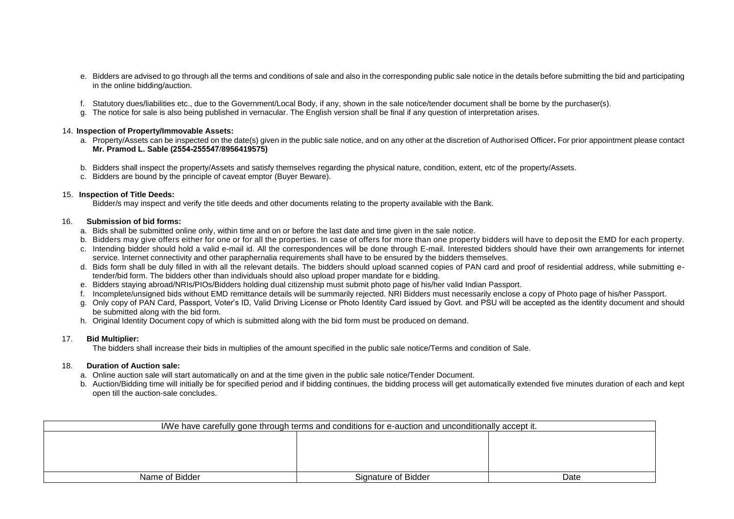e. Bidders are advised to go through all the terms and conditions of sale and also in the corresponding public sale notice in the details before submitting the bid and participating in the online bidding/auction.

f. Statutory dues/liabilities etc., due to the Government/Local Body, if any, shown in the sale notice/tender document shall be borne by the purchaser(s).

g. The notice for sale is also being published in vernacular. The English version shall be final if any question of interpretation arises.

14. **Inspection of Property/Immovable Assets:**

a. Property/Assets can be inspected on the date(s) given in the public sale notice, and on any other at the discretion of Authorised Officer**.** For prior appointment please contact **Mr. Pramod L. Sable (2554-255547/8956419575)**

b. Bidders shall inspect the property/Assets and satisfy themselves regarding the physical nature, condition, extent, etc of the property/Assets.

c. Bidders are bound by the principle of caveat emptor (Buyer Beware).

15. **Inspection of Title Deeds:**

Bidder/s may inspect and verify the title deeds and other documents relating to the property available with the Bank.

16. **Submission of bid forms:**

a. Bids shall be submitted online only, within time and on or before the last date and time given in the sale notice.

b. Bidders may give offers either for one or for all the properties. In case of offers for more than one property bidders will have to deposit the EMD for each property.

c. Intending bidder should hold a valid e-mail id. All the correspondences will be done through E-mail. Interested bidders should have their own arrangements for internet service. Internet connectivity and other paraphernalia requirements shall have to be ensured by the bidders themselves.

d. Bids form shall be duly filled in with all the relevant details. The bidders should upload scanned copies of PAN card and proof of residential address, while submitting e-tender/bid form. The bidders other than individuals should also upload proper mandate for e bidding.

e. Bidders staying abroad/NRIs/PIOs/Bidders holding dual citizenship must submit photo page of his/her valid Indian Passport.

f. Incomplete/unsigned bids without EMD remittance details will be summarily rejected. NRI Bidders must necessarily enclose a copy of Photo page of his/her Passport.

g. Only copy of PAN Card, Passport, Voter's ID, Valid Driving License or Photo Identity Card issued by Govt. and PSU will be accepted as the identity document and should be submitted along with the bid form.

h. Original Identity Document copy of which is submitted along with the bid form must be produced on demand.

17. **Bid Multiplier:**

The bidders shall increase their bids in multiplies of the amount specified in the public sale notice/Terms and condition of Sale.

18. **Duration of Auction sale:**

a. Online auction sale will start automatically on and at the time given in the public sale notice/Tender Document.

b. Auction/Bidding time will initially be for specified period and if bidding continues, the bidding process will get automatically extended five minutes duration of each and kept open till the auction-sale concludes.

| I/We have carefully gone through terms and conditions for e-auction and unconditionally accept it. | | |
|---|---|---|
| | | |
| Name of Bidder | Signature of Bidder | Date |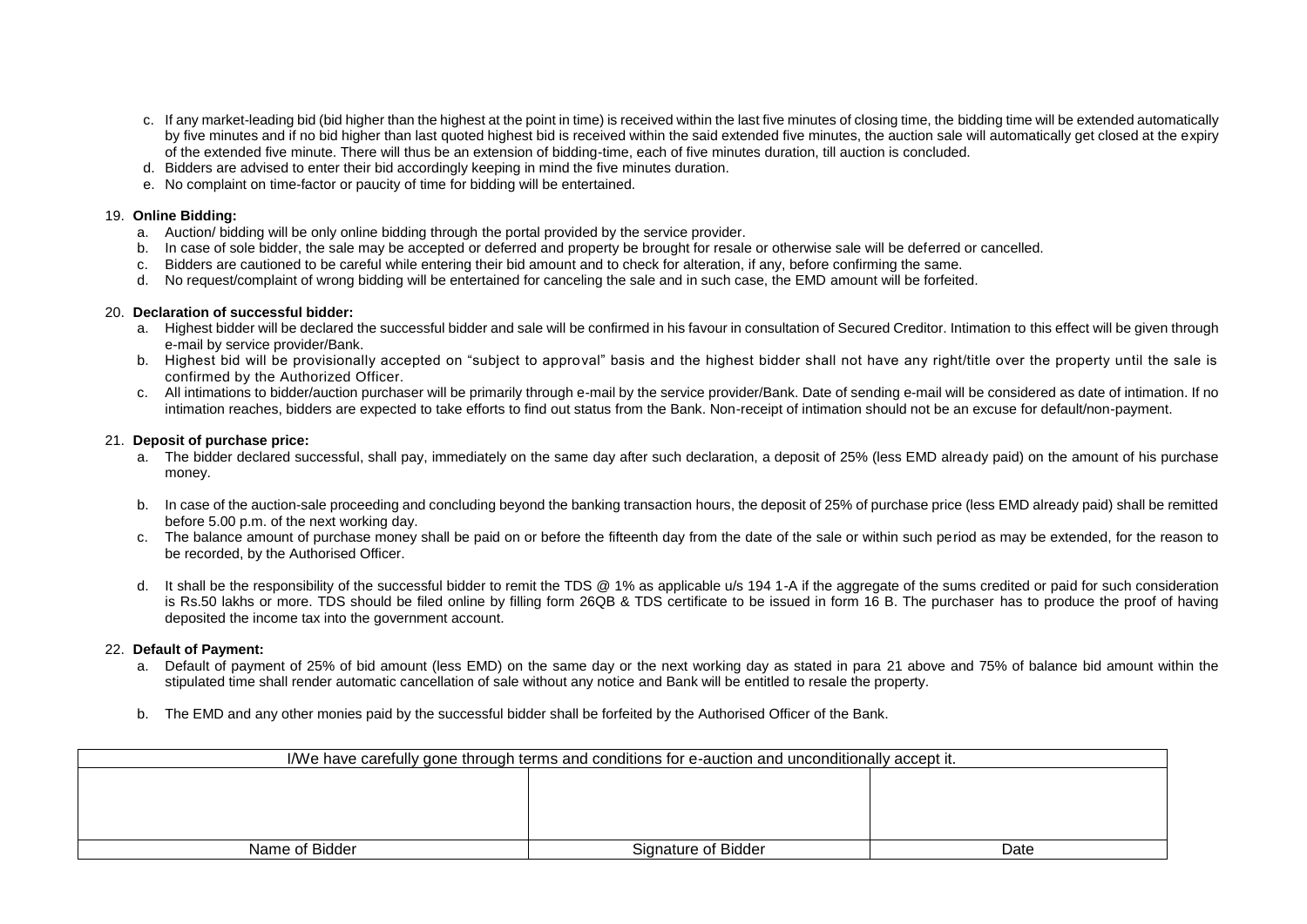c. If any market-leading bid (bid higher than the highest at the point in time) is received within the last five minutes of closing time, the bidding time will be extended automatically by five minutes and if no bid higher than last quoted highest bid is received within the said extended five minutes, the auction sale will automatically get closed at the expiry of the extended five minute. There will thus be an extension of bidding-time, each of five minutes duration, till auction is concluded.
d. Bidders are advised to enter their bid accordingly keeping in mind the five minutes duration.
e. No complaint on time-factor or paucity of time for bidding will be entertained.

19. **Online Bidding:**
    a. Auction/ bidding will be only online bidding through the portal provided by the service provider.
    b. In case of sole bidder, the sale may be accepted or deferred and property be brought for resale or otherwise sale will be deferred or cancelled.
    c. Bidders are cautioned to be careful while entering their bid amount and to check for alteration, if any, before confirming the same.
    d. No request/complaint of wrong bidding will be entertained for canceling the sale and in such case, the EMD amount will be forfeited.

20. **Declaration of successful bidder:**
    a. Highest bidder will be declared the successful bidder and sale will be confirmed in his favour in consultation of Secured Creditor. Intimation to this effect will be given through e-mail by service provider/Bank.
    b. Highest bid will be provisionally accepted on "subject to approval" basis and the highest bidder shall not have any right/title over the property until the sale is confirmed by the Authorized Officer.
    c. All intimations to bidder/auction purchaser will be primarily through e-mail by the service provider/Bank. Date of sending e-mail will be considered as date of intimation. If no intimation reaches, bidders are expected to take efforts to find out status from the Bank. Non-receipt of intimation should not be an excuse for default/non-payment.

21. **Deposit of purchase price:**
    a. The bidder declared successful, shall pay, immediately on the same day after such declaration, a deposit of 25% (less EMD already paid) on the amount of his purchase money.
    b. In case of the auction-sale proceeding and concluding beyond the banking transaction hours, the deposit of 25% of purchase price (less EMD already paid) shall be remitted before 5.00 p.m. of the next working day.
    c. The balance amount of purchase money shall be paid on or before the fifteenth day from the date of the sale or within such period as may be extended, for the reason to be recorded, by the Authorised Officer.
    d. It shall be the responsibility of the successful bidder to remit the TDS @ 1% as applicable u/s 194 1-A if the aggregate of the sums credited or paid for such consideration is Rs.50 lakhs or more. TDS should be filed online by filling form 26QB & TDS certificate to be issued in form 16 B. The purchaser has to produce the proof of having deposited the income tax into the government account.

22. **Default of Payment:**
    a. Default of payment of 25% of bid amount (less EMD) on the same day or the next working day as stated in para 21 above and 75% of balance bid amount within the stipulated time shall render automatic cancellation of sale without any notice and Bank will be entitled to resale the property.
    b. The EMD and any other monies paid by the successful bidder shall be forfeited by the Authorised Officer of the Bank.

| I/We have carefully gone through terms and conditions for e-auction and unconditionally accept it. | | |
|---|---|---|
| | | |
| Name of Bidder | Signature of Bidder | Date |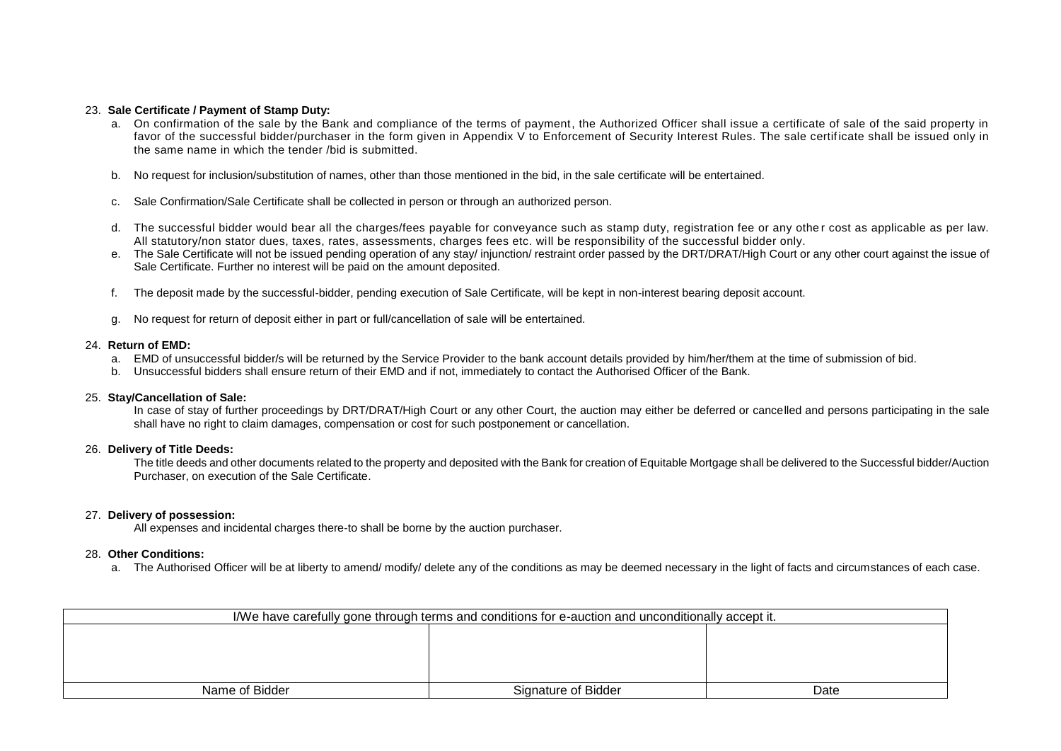23. **Sale Certificate / Payment of Stamp Duty:**

    a. On confirmation of the sale by the Bank and compliance of the terms of payment, the Authorized Officer shall issue a certificate of sale of the said property in favor of the successful bidder/purchaser in the form given in Appendix V to Enforcement of Security Interest Rules. The sale certificate shall be issued only in the same name in which the tender /bid is submitted.

    b. No request for inclusion/substitution of names, other than those mentioned in the bid, in the sale certificate will be entertained.

    c. Sale Confirmation/Sale Certificate shall be collected in person or through an authorized person.

    d. The successful bidder would bear all the charges/fees payable for conveyance such as stamp duty, registration fee or any other cost as applicable as per law. All statutory/non stator dues, taxes, rates, assessments, charges fees etc. will be responsibility of the successful bidder only.

    e. The Sale Certificate will not be issued pending operation of any stay/ injunction/ restraint order passed by the DRT/DRAT/High Court or any other court against the issue of Sale Certificate. Further no interest will be paid on the amount deposited.

    f. The deposit made by the successful-bidder, pending execution of Sale Certificate, will be kept in non-interest bearing deposit account.

    g. No request for return of deposit either in part or full/cancellation of sale will be entertained.

24. **Return of EMD:**

    a. EMD of unsuccessful bidder/s will be returned by the Service Provider to the bank account details provided by him/her/them at the time of submission of bid.

    b. Unsuccessful bidders shall ensure return of their EMD and if not, immediately to contact the Authorised Officer of the Bank.

25. **Stay/Cancellation of Sale:**

    In case of stay of further proceedings by DRT/DRAT/High Court or any other Court, the auction may either be deferred or cancelled and persons participating in the sale shall have no right to claim damages, compensation or cost for such postponement or cancellation.

26. **Delivery of Title Deeds:**

    The title deeds and other documents related to the property and deposited with the Bank for creation of Equitable Mortgage shall be delivered to the Successful bidder/Auction Purchaser, on execution of the Sale Certificate.

27. **Delivery of possession:**

    All expenses and incidental charges there-to shall be borne by the auction purchaser.

28. **Other Conditions:**

    a. The Authorised Officer will be at liberty to amend/ modify/ delete any of the conditions as may be deemed necessary in the light of facts and circumstances of each case.

| I/We have carefully gone through terms and conditions for e-auction and unconditionally accept it. | | |
|---|---|---|
| | | |
| Name of Bidder | Signature of Bidder | Date |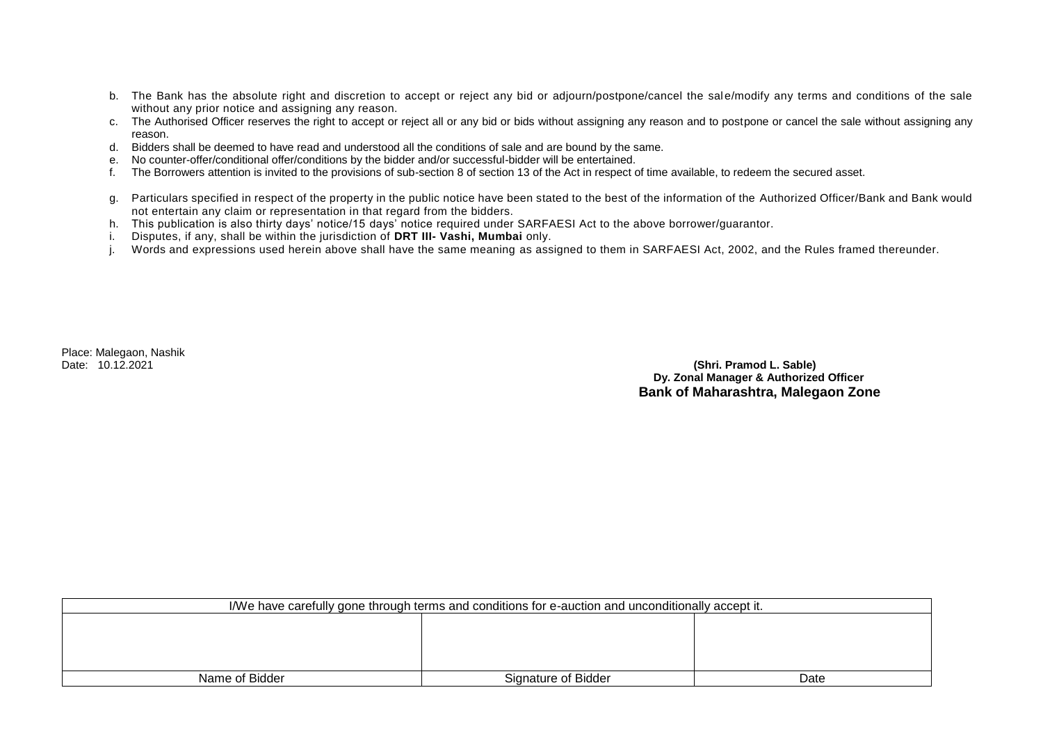b. The Bank has the absolute right and discretion to accept or reject any bid or adjourn/postpone/cancel the sale/modify any terms and conditions of the sale without any prior notice and assigning any reason.
c. The Authorised Officer reserves the right to accept or reject all or any bid or bids without assigning any reason and to postpone or cancel the sale without assigning any reason.
d. Bidders shall be deemed to have read and understood all the conditions of sale and are bound by the same.
e. No counter-offer/conditional offer/conditions by the bidder and/or successful-bidder will be entertained.
f. The Borrowers attention is invited to the provisions of sub-section 8 of section 13 of the Act in respect of time available, to redeem the secured asset.
g. Particulars specified in respect of the property in the public notice have been stated to the best of the information of the Authorized Officer/Bank and Bank would not entertain any claim or representation in that regard from the bidders.
h. This publication is also thirty days' notice/15 days' notice required under SARFAESI Act to the above borrower/guarantor.
i. Disputes, if any, shall be within the jurisdiction of **DRT III- Vashi, Mumbai** only.
j. Words and expressions used herein above shall have the same meaning as assigned to them in SARFAESI Act, 2002, and the Rules framed thereunder.

Place: Malegaon, Nashik
Date: 10.12.2021

**(Shri. Pramod L. Sable)**
**Dy. Zonal Manager & Authorized Officer**
**Bank of Maharashtra, Malegaon Zone**

| I/We have carefully gone through terms and conditions for e-auction and unconditionally accept it. | | |
|---|---|---|
| | | |
| Name of Bidder | Signature of Bidder | Date |